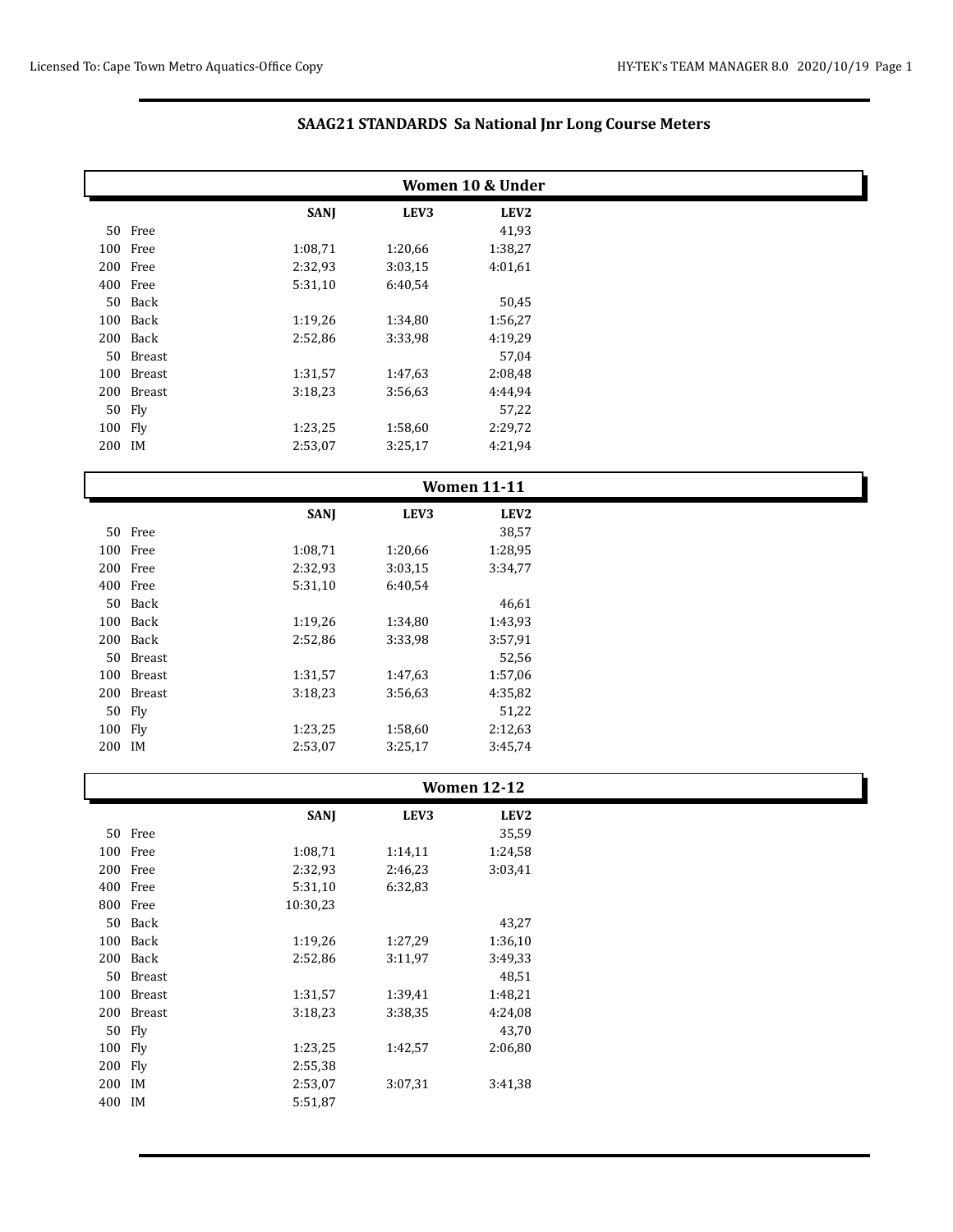## SAAG21 STANDARDS Sa National Jnr Long Course Meters

### Women 10 & Under

| Event | SANJ | LEV3 | LEV2 |
|---|---|---|---|
| 50 Free | | | 41,93 |
| 100 Free | 1:08,71 | 1:20,66 | 1:38,27 |
| 200 Free | 2:32,93 | 3:03,15 | 4:01,61 |
| 400 Free | 5:31,10 | 6:40,54 | |
| 50 Back | | | 50,45 |
| 100 Back | 1:19,26 | 1:34,80 | 1:56,27 |
| 200 Back | 2:52,86 | 3:33,98 | 4:19,29 |
| 50 Breast | | | 57,04 |
| 100 Breast | 1:31,57 | 1:47,63 | 2:08,48 |
| 200 Breast | 3:18,23 | 3:56,63 | 4:44,94 |
| 50 Fly | | | 57,22 |
| 100 Fly | 1:23,25 | 1:58,60 | 2:29,72 |
| 200 IM | 2:53,07 | 3:25,17 | 4:21,94 |

### Women 11-11

| Event | SANJ | LEV3 | LEV2 |
|---|---|---|---|
| 50 Free | | | 38,57 |
| 100 Free | 1:08,71 | 1:20,66 | 1:28,95 |
| 200 Free | 2:32,93 | 3:03,15 | 3:34,77 |
| 400 Free | 5:31,10 | 6:40,54 | |
| 50 Back | | | 46,61 |
| 100 Back | 1:19,26 | 1:34,80 | 1:43,93 |
| 200 Back | 2:52,86 | 3:33,98 | 3:57,91 |
| 50 Breast | | | 52,56 |
| 100 Breast | 1:31,57 | 1:47,63 | 1:57,06 |
| 200 Breast | 3:18,23 | 3:56,63 | 4:35,82 |
| 50 Fly | | | 51,22 |
| 100 Fly | 1:23,25 | 1:58,60 | 2:12,63 |
| 200 IM | 2:53,07 | 3:25,17 | 3:45,74 |

### Women 12-12

| Event | SANJ | LEV3 | LEV2 |
|---|---|---|---|
| 50 Free | | | 35,59 |
| 100 Free | 1:08,71 | 1:14,11 | 1:24,58 |
| 200 Free | 2:32,93 | 2:46,23 | 3:03,41 |
| 400 Free | 5:31,10 | 6:32,83 | |
| 800 Free | 10:30,23 | | |
| 50 Back | | | 43,27 |
| 100 Back | 1:19,26 | 1:27,29 | 1:36,10 |
| 200 Back | 2:52,86 | 3:11,97 | 3:49,33 |
| 50 Breast | | | 48,51 |
| 100 Breast | 1:31,57 | 1:39,41 | 1:48,21 |
| 200 Breast | 3:18,23 | 3:38,35 | 4:24,08 |
| 50 Fly | | | 43,70 |
| 100 Fly | 1:23,25 | 1:42,57 | 2:06,80 |
| 200 Fly | 2:55,38 | | |
| 200 IM | 2:53,07 | 3:07,31 | 3:41,38 |
| 400 IM | 5:51,87 | | |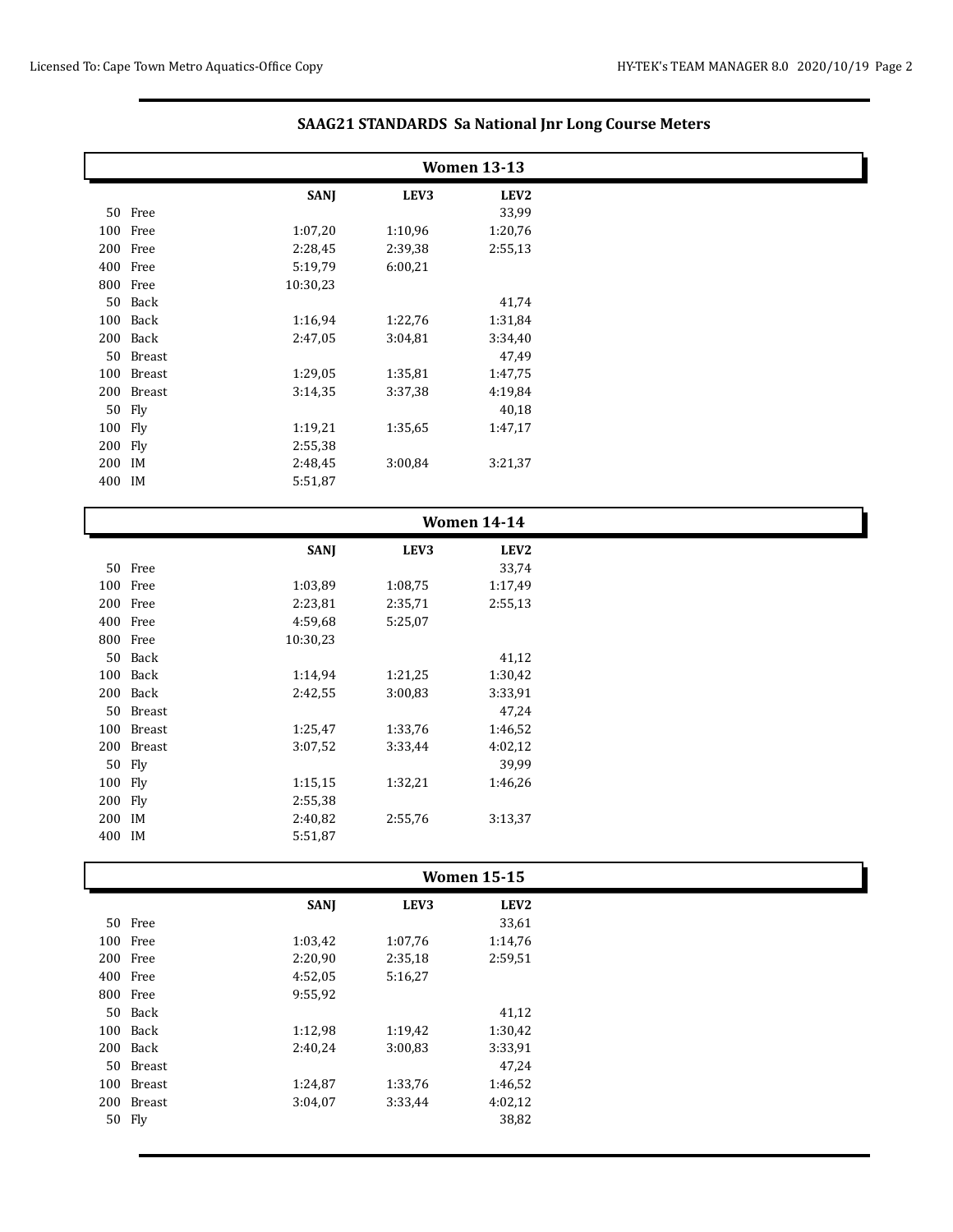## SAAG21 STANDARDS Sa National Jnr Long Course Meters

### Women 13-13

| Event | SANJ | LEV3 | LEV2 |
|---|---|---|---|
| 50 Free | | | 33,99 |
| 100 Free | 1:07,20 | 1:10,96 | 1:20,76 |
| 200 Free | 2:28,45 | 2:39,38 | 2:55,13 |
| 400 Free | 5:19,79 | 6:00,21 | |
| 800 Free | 10:30,23 | | |
| 50 Back | | | 41,74 |
| 100 Back | 1:16,94 | 1:22,76 | 1:31,84 |
| 200 Back | 2:47,05 | 3:04,81 | 3:34,40 |
| 50 Breast | | | 47,49 |
| 100 Breast | 1:29,05 | 1:35,81 | 1:47,75 |
| 200 Breast | 3:14,35 | 3:37,38 | 4:19,84 |
| 50 Fly | | | 40,18 |
| 100 Fly | 1:19,21 | 1:35,65 | 1:47,17 |
| 200 Fly | 2:55,38 | | |
| 200 IM | 2:48,45 | 3:00,84 | 3:21,37 |
| 400 IM | 5:51,87 | | |

### Women 14-14

| Event | SANJ | LEV3 | LEV2 |
|---|---|---|---|
| 50 Free | | | 33,74 |
| 100 Free | 1:03,89 | 1:08,75 | 1:17,49 |
| 200 Free | 2:23,81 | 2:35,71 | 2:55,13 |
| 400 Free | 4:59,68 | 5:25,07 | |
| 800 Free | 10:30,23 | | |
| 50 Back | | | 41,12 |
| 100 Back | 1:14,94 | 1:21,25 | 1:30,42 |
| 200 Back | 2:42,55 | 3:00,83 | 3:33,91 |
| 50 Breast | | | 47,24 |
| 100 Breast | 1:25,47 | 1:33,76 | 1:46,52 |
| 200 Breast | 3:07,52 | 3:33,44 | 4:02,12 |
| 50 Fly | | | 39,99 |
| 100 Fly | 1:15,15 | 1:32,21 | 1:46,26 |
| 200 Fly | 2:55,38 | | |
| 200 IM | 2:40,82 | 2:55,76 | 3:13,37 |
| 400 IM | 5:51,87 | | |

### Women 15-15

| Event | SANJ | LEV3 | LEV2 |
|---|---|---|---|
| 50 Free | | | 33,61 |
| 100 Free | 1:03,42 | 1:07,76 | 1:14,76 |
| 200 Free | 2:20,90 | 2:35,18 | 2:59,51 |
| 400 Free | 4:52,05 | 5:16,27 | |
| 800 Free | 9:55,92 | | |
| 50 Back | | | 41,12 |
| 100 Back | 1:12,98 | 1:19,42 | 1:30,42 |
| 200 Back | 2:40,24 | 3:00,83 | 3:33,91 |
| 50 Breast | | | 47,24 |
| 100 Breast | 1:24,87 | 1:33,76 | 1:46,52 |
| 200 Breast | 3:04,07 | 3:33,44 | 4:02,12 |
| 50 Fly | | | 38,82 |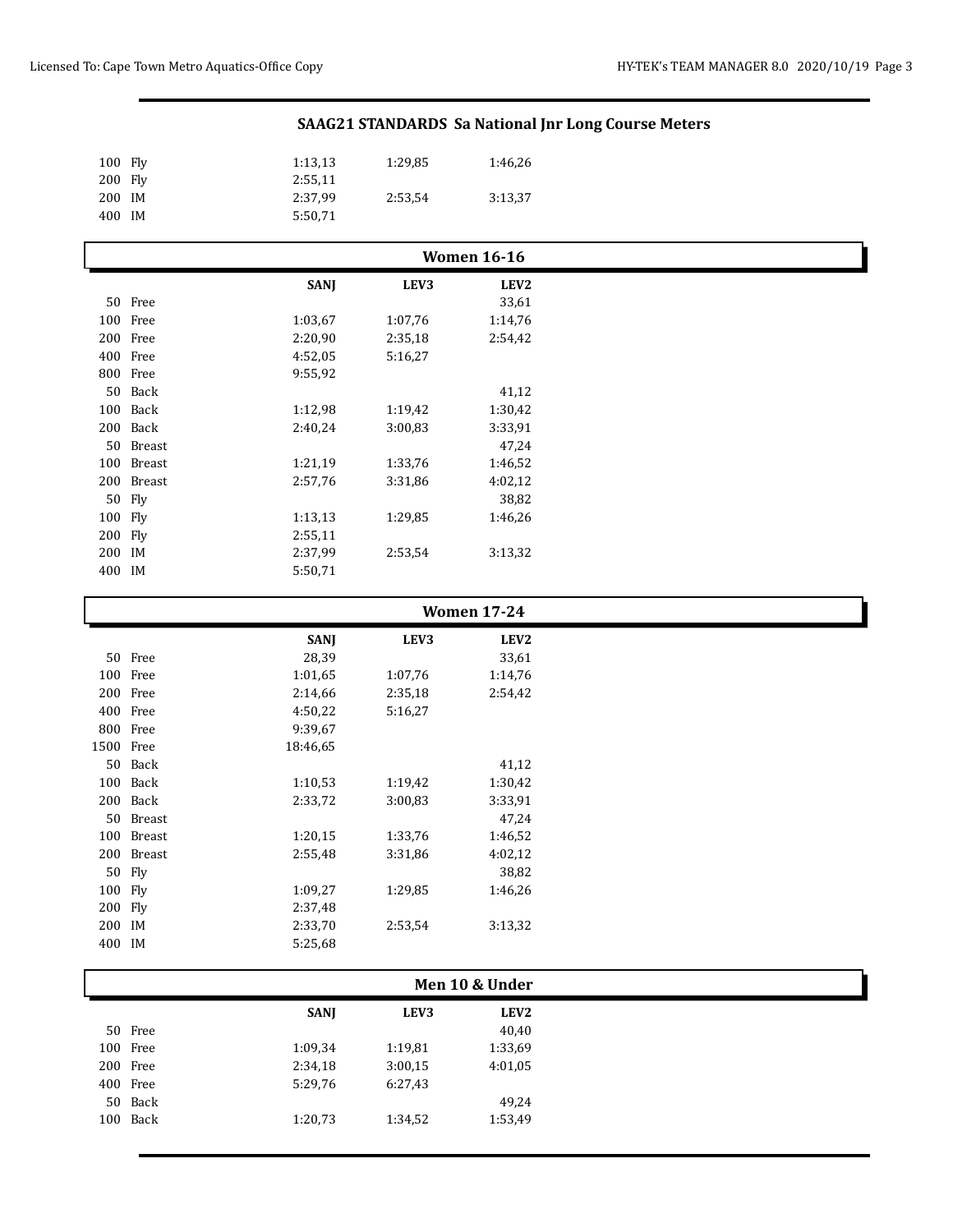## SAAG21 STANDARDS Sa National Jnr Long Course Meters

| Event | SANJ | LEV3 | LEV2 |
|---|---|---|---|
| 100 Fly | 1:13,13 | 1:29,85 | 1:46,26 |
| 200 Fly | 2:55,11 | | |
| 200 IM | 2:37,99 | 2:53,54 | 3:13,37 |
| 400 IM | 5:50,71 | | |

### Women 16-16

| Event | SANJ | LEV3 | LEV2 |
|---|---|---|---|
| 50 Free | | | 33,61 |
| 100 Free | 1:03,67 | 1:07,76 | 1:14,76 |
| 200 Free | 2:20,90 | 2:35,18 | 2:54,42 |
| 400 Free | 4:52,05 | 5:16,27 | |
| 800 Free | 9:55,92 | | |
| 50 Back | | | 41,12 |
| 100 Back | 1:12,98 | 1:19,42 | 1:30,42 |
| 200 Back | 2:40,24 | 3:00,83 | 3:33,91 |
| 50 Breast | | | 47,24 |
| 100 Breast | 1:21,19 | 1:33,76 | 1:46,52 |
| 200 Breast | 2:57,76 | 3:31,86 | 4:02,12 |
| 50 Fly | | | 38,82 |
| 100 Fly | 1:13,13 | 1:29,85 | 1:46,26 |
| 200 Fly | 2:55,11 | | |
| 200 IM | 2:37,99 | 2:53,54 | 3:13,32 |
| 400 IM | 5:50,71 | | |

### Women 17-24

| Event | SANJ | LEV3 | LEV2 |
|---|---|---|---|
| 50 Free | 28,39 | | 33,61 |
| 100 Free | 1:01,65 | 1:07,76 | 1:14,76 |
| 200 Free | 2:14,66 | 2:35,18 | 2:54,42 |
| 400 Free | 4:50,22 | 5:16,27 | |
| 800 Free | 9:39,67 | | |
| 1500 Free | 18:46,65 | | |
| 50 Back | | | 41,12 |
| 100 Back | 1:10,53 | 1:19,42 | 1:30,42 |
| 200 Back | 2:33,72 | 3:00,83 | 3:33,91 |
| 50 Breast | | | 47,24 |
| 100 Breast | 1:20,15 | 1:33,76 | 1:46,52 |
| 200 Breast | 2:55,48 | 3:31,86 | 4:02,12 |
| 50 Fly | | | 38,82 |
| 100 Fly | 1:09,27 | 1:29,85 | 1:46,26 |
| 200 Fly | 2:37,48 | | |
| 200 IM | 2:33,70 | 2:53,54 | 3:13,32 |
| 400 IM | 5:25,68 | | |

### Men 10 & Under

| Event | SANJ | LEV3 | LEV2 |
|---|---|---|---|
| 50 Free | | | 40,40 |
| 100 Free | 1:09,34 | 1:19,81 | 1:33,69 |
| 200 Free | 2:34,18 | 3:00,15 | 4:01,05 |
| 400 Free | 5:29,76 | 6:27,43 | |
| 50 Back | | | 49,24 |
| 100 Back | 1:20,73 | 1:34,52 | 1:53,49 |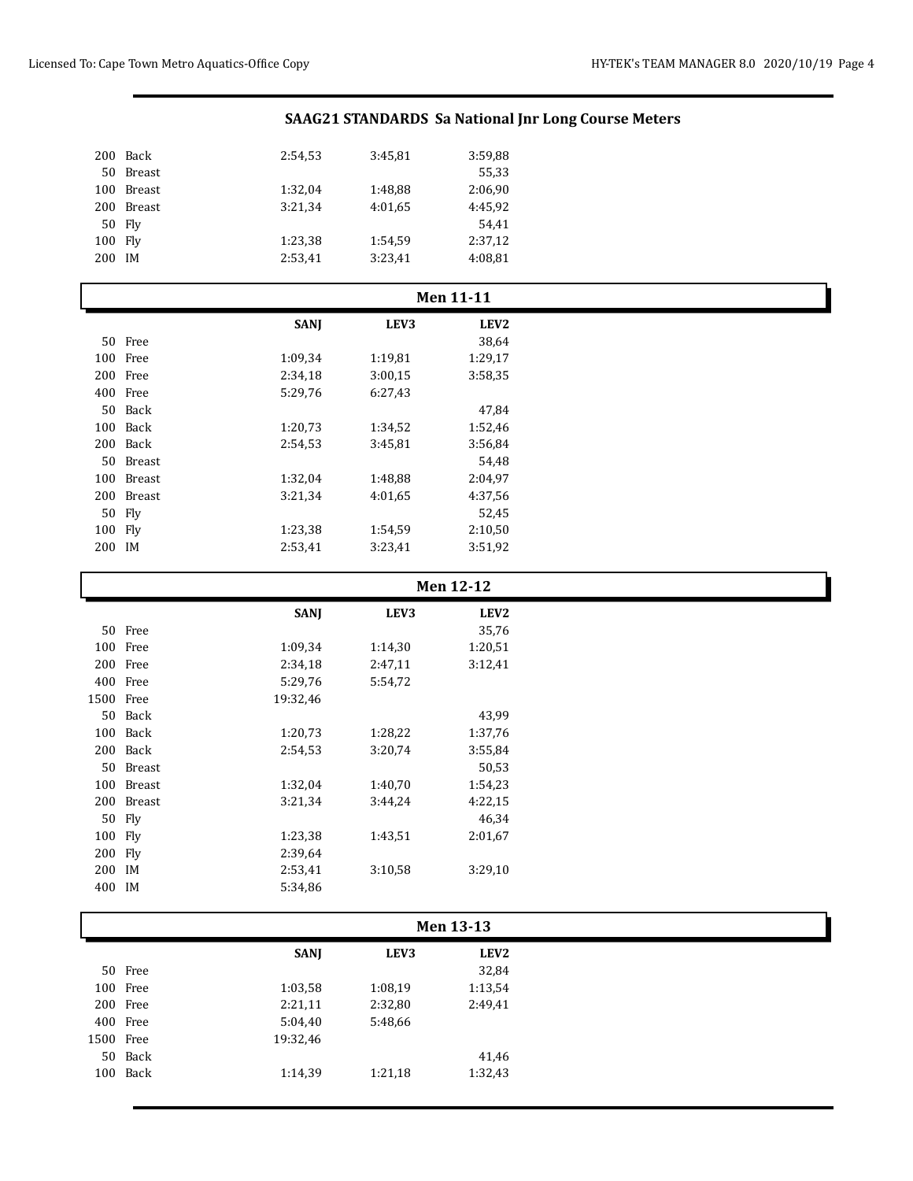## SAAG21 STANDARDS Sa National Jnr Long Course Meters

| Event | | SANJ | LEV3 | LEV2 |
|---|---|---|---|---|
| 200 | Back | 2:54,53 | 3:45,81 | 3:59,88 |
| 50 | Breast | | | 55,33 |
| 100 | Breast | 1:32,04 | 1:48,88 | 2:06,90 |
| 200 | Breast | 3:21,34 | 4:01,65 | 4:45,92 |
| 50 | Fly | | | 54,41 |
| 100 | Fly | 1:23,38 | 1:54,59 | 2:37,12 |
| 200 | IM | 2:53,41 | 3:23,41 | 4:08,81 |

### Men 11-11

| Event | | SANJ | LEV3 | LEV2 |
|---|---|---|---|---|
| 50 | Free | | | 38,64 |
| 100 | Free | 1:09,34 | 1:19,81 | 1:29,17 |
| 200 | Free | 2:34,18 | 3:00,15 | 3:58,35 |
| 400 | Free | 5:29,76 | 6:27,43 | |
| 50 | Back | | | 47,84 |
| 100 | Back | 1:20,73 | 1:34,52 | 1:52,46 |
| 200 | Back | 2:54,53 | 3:45,81 | 3:56,84 |
| 50 | Breast | | | 54,48 |
| 100 | Breast | 1:32,04 | 1:48,88 | 2:04,97 |
| 200 | Breast | 3:21,34 | 4:01,65 | 4:37,56 |
| 50 | Fly | | | 52,45 |
| 100 | Fly | 1:23,38 | 1:54,59 | 2:10,50 |
| 200 | IM | 2:53,41 | 3:23,41 | 3:51,92 |

### Men 12-12

| Event | | SANJ | LEV3 | LEV2 |
|---|---|---|---|---|
| 50 | Free | | | 35,76 |
| 100 | Free | 1:09,34 | 1:14,30 | 1:20,51 |
| 200 | Free | 2:34,18 | 2:47,11 | 3:12,41 |
| 400 | Free | 5:29,76 | 5:54,72 | |
| 1500 | Free | 19:32,46 | | |
| 50 | Back | | | 43,99 |
| 100 | Back | 1:20,73 | 1:28,22 | 1:37,76 |
| 200 | Back | 2:54,53 | 3:20,74 | 3:55,84 |
| 50 | Breast | | | 50,53 |
| 100 | Breast | 1:32,04 | 1:40,70 | 1:54,23 |
| 200 | Breast | 3:21,34 | 3:44,24 | 4:22,15 |
| 50 | Fly | | | 46,34 |
| 100 | Fly | 1:23,38 | 1:43,51 | 2:01,67 |
| 200 | Fly | 2:39,64 | | |
| 200 | IM | 2:53,41 | 3:10,58 | 3:29,10 |
| 400 | IM | 5:34,86 | | |

### Men 13-13

| Event | | SANJ | LEV3 | LEV2 |
|---|---|---|---|---|
| 50 | Free | | | 32,84 |
| 100 | Free | 1:03,58 | 1:08,19 | 1:13,54 |
| 200 | Free | 2:21,11 | 2:32,80 | 2:49,41 |
| 400 | Free | 5:04,40 | 5:48,66 | |
| 1500 | Free | 19:32,46 | | |
| 50 | Back | | | 41,46 |
| 100 | Back | 1:14,39 | 1:21,18 | 1:32,43 |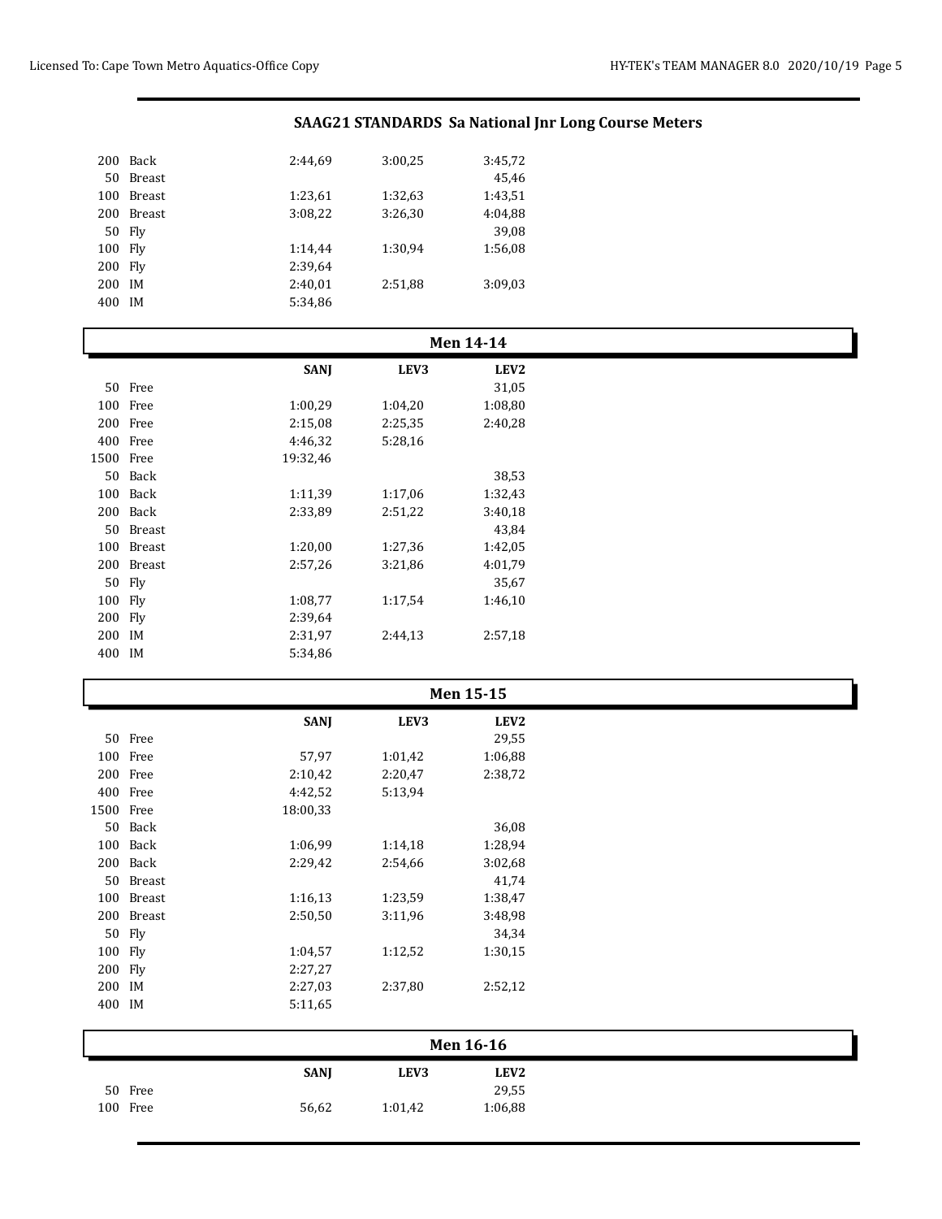## SAAG21 STANDARDS Sa National Jnr Long Course Meters

| | | SANJ | LEV3 | LEV2 |
|---|---|---|---|---|
| 200 | Back | 2:44,69 | 3:00,25 | 3:45,72 |
| 50 | Breast | | | 45,46 |
| 100 | Breast | 1:23,61 | 1:32,63 | 1:43,51 |
| 200 | Breast | 3:08,22 | 3:26,30 | 4:04,88 |
| 50 | Fly | | | 39,08 |
| 100 | Fly | 1:14,44 | 1:30,94 | 1:56,08 |
| 200 | Fly | 2:39,64 | | |
| 200 | IM | 2:40,01 | 2:51,88 | 3:09,03 |
| 400 | IM | 5:34,86 | | |

### Men 14-14

| | | SANJ | LEV3 | LEV2 |
|---|---|---|---|---|
| 50 | Free | | | 31,05 |
| 100 | Free | 1:00,29 | 1:04,20 | 1:08,80 |
| 200 | Free | 2:15,08 | 2:25,35 | 2:40,28 |
| 400 | Free | 4:46,32 | 5:28,16 | |
| 1500 | Free | 19:32,46 | | |
| 50 | Back | | | 38,53 |
| 100 | Back | 1:11,39 | 1:17,06 | 1:32,43 |
| 200 | Back | 2:33,89 | 2:51,22 | 3:40,18 |
| 50 | Breast | | | 43,84 |
| 100 | Breast | 1:20,00 | 1:27,36 | 1:42,05 |
| 200 | Breast | 2:57,26 | 3:21,86 | 4:01,79 |
| 50 | Fly | | | 35,67 |
| 100 | Fly | 1:08,77 | 1:17,54 | 1:46,10 |
| 200 | Fly | 2:39,64 | | |
| 200 | IM | 2:31,97 | 2:44,13 | 2:57,18 |
| 400 | IM | 5:34,86 | | |

### Men 15-15

| | | SANJ | LEV3 | LEV2 |
|---|---|---|---|---|
| 50 | Free | | | 29,55 |
| 100 | Free | 57,97 | 1:01,42 | 1:06,88 |
| 200 | Free | 2:10,42 | 2:20,47 | 2:38,72 |
| 400 | Free | 4:42,52 | 5:13,94 | |
| 1500 | Free | 18:00,33 | | |
| 50 | Back | | | 36,08 |
| 100 | Back | 1:06,99 | 1:14,18 | 1:28,94 |
| 200 | Back | 2:29,42 | 2:54,66 | 3:02,68 |
| 50 | Breast | | | 41,74 |
| 100 | Breast | 1:16,13 | 1:23,59 | 1:38,47 |
| 200 | Breast | 2:50,50 | 3:11,96 | 3:48,98 |
| 50 | Fly | | | 34,34 |
| 100 | Fly | 1:04,57 | 1:12,52 | 1:30,15 |
| 200 | Fly | 2:27,27 | | |
| 200 | IM | 2:27,03 | 2:37,80 | 2:52,12 |
| 400 | IM | 5:11,65 | | |

### Men 16-16

| | | SANJ | LEV3 | LEV2 |
|---|---|---|---|---|
| 50 | Free | | | 29,55 |
| 100 | Free | 56,62 | 1:01,42 | 1:06,88 |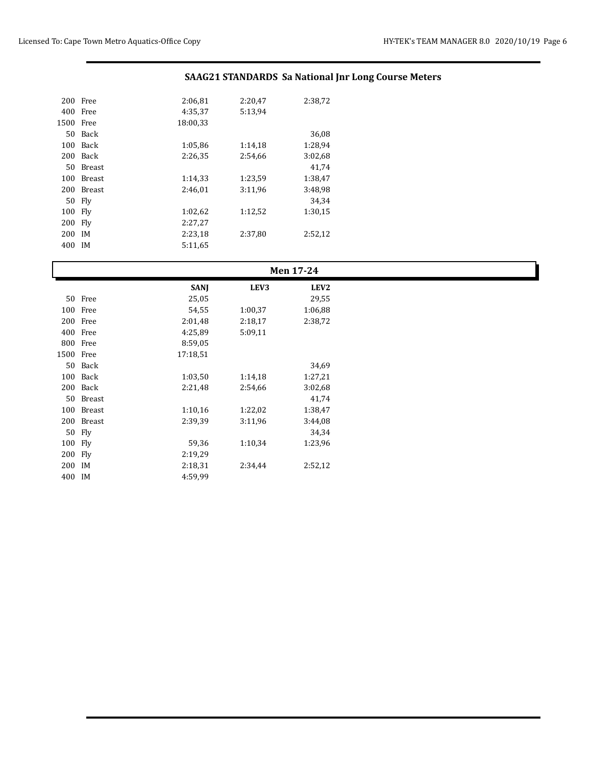## SAAG21 STANDARDS Sa National Jnr Long Course Meters

| | | | | |
|---|---|---|---|---|
| 200 | Free | 2:06,81 | 2:20,47 | 2:38,72 |
| 400 | Free | 4:35,37 | 5:13,94 | |
| 1500 | Free | 18:00,33 | | |
| 50 | Back | | | 36,08 |
| 100 | Back | 1:05,86 | 1:14,18 | 1:28,94 |
| 200 | Back | 2:26,35 | 2:54,66 | 3:02,68 |
| 50 | Breast | | | 41,74 |
| 100 | Breast | 1:14,33 | 1:23,59 | 1:38,47 |
| 200 | Breast | 2:46,01 | 3:11,96 | 3:48,98 |
| 50 | Fly | | | 34,34 |
| 100 | Fly | 1:02,62 | 1:12,52 | 1:30,15 |
| 200 | Fly | 2:27,27 | | |
| 200 | IM | 2:23,18 | 2:37,80 | 2:52,12 |
| 400 | IM | 5:11,65 | | |

### Men 17-24

| | | SANJ | LEV3 | LEV2 |
|---|---|---|---|---|
| 50 | Free | 25,05 | | 29,55 |
| 100 | Free | 54,55 | 1:00,37 | 1:06,88 |
| 200 | Free | 2:01,48 | 2:18,17 | 2:38,72 |
| 400 | Free | 4:25,89 | 5:09,11 | |
| 800 | Free | 8:59,05 | | |
| 1500 | Free | 17:18,51 | | |
| 50 | Back | | | 34,69 |
| 100 | Back | 1:03,50 | 1:14,18 | 1:27,21 |
| 200 | Back | 2:21,48 | 2:54,66 | 3:02,68 |
| 50 | Breast | | | 41,74 |
| 100 | Breast | 1:10,16 | 1:22,02 | 1:38,47 |
| 200 | Breast | 2:39,39 | 3:11,96 | 3:44,08 |
| 50 | Fly | | | 34,34 |
| 100 | Fly | 59,36 | 1:10,34 | 1:23,96 |
| 200 | Fly | 2:19,29 | | |
| 200 | IM | 2:18,31 | 2:34,44 | 2:52,12 |
| 400 | IM | 4:59,99 | | |